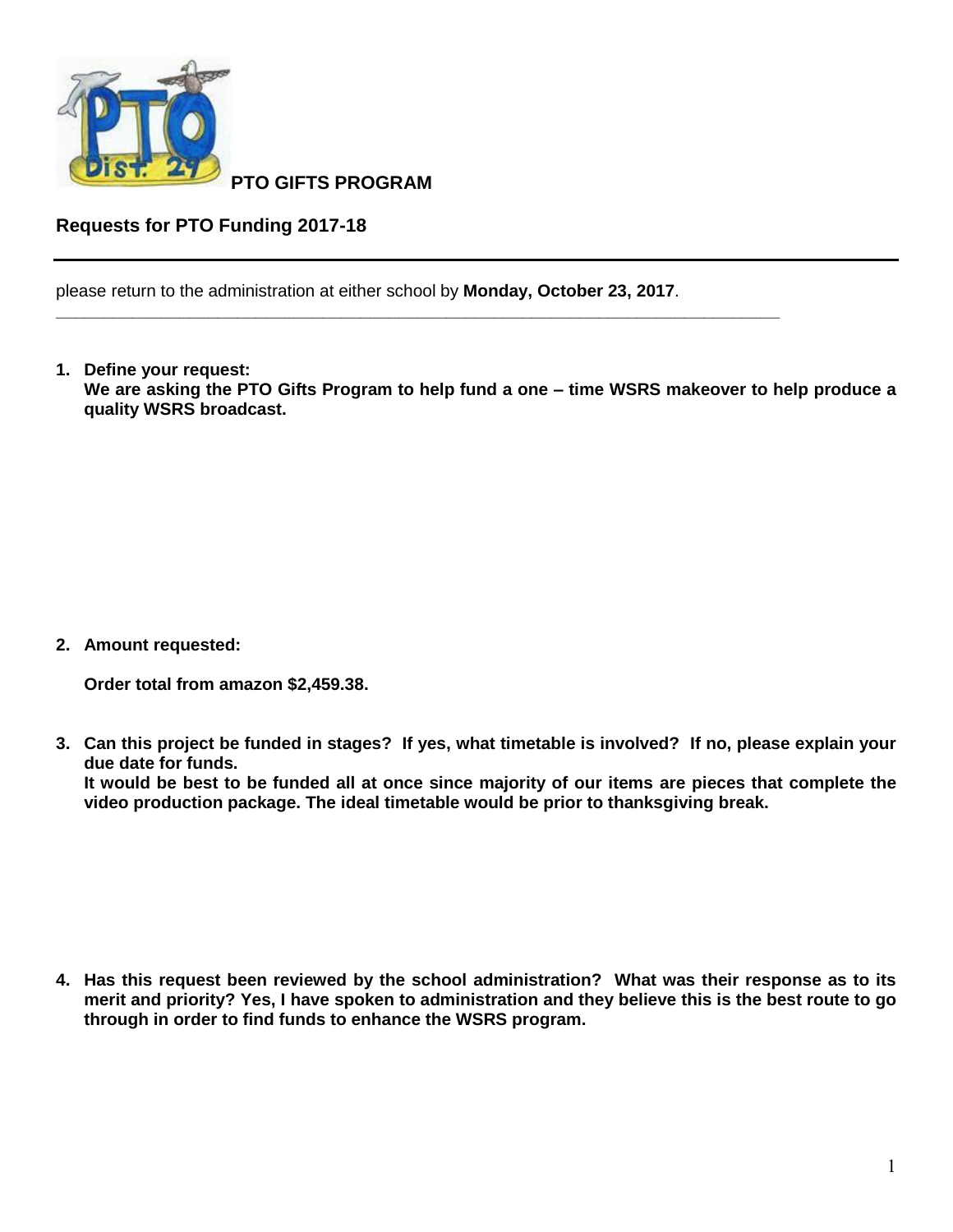# PTO GIFTS PROGRAM

## Requests for PTO Funding 2017-18

---

please return to the administration at either school by **Monday, October 23, 2017**.

1. **Define your request:**
   **We are asking the PTO Gifts Program to help fund a one – time WSRS makeover to help produce a quality WSRS broadcast.**

2. **Amount requested:**

   **Order total from amazon $2,459.38.**

3. **Can this project be funded in stages? If yes, what timetable is involved? If no, please explain your due date for funds.**
   **It would be best to be funded all at once since majority of our items are pieces that complete the video production package. The ideal timetable would be prior to thanksgiving break.**

4. **Has this request been reviewed by the school administration? What was their response as to its merit and priority? Yes, I have spoken to administration and they believe this is the best route to go through in order to find funds to enhance the WSRS program.**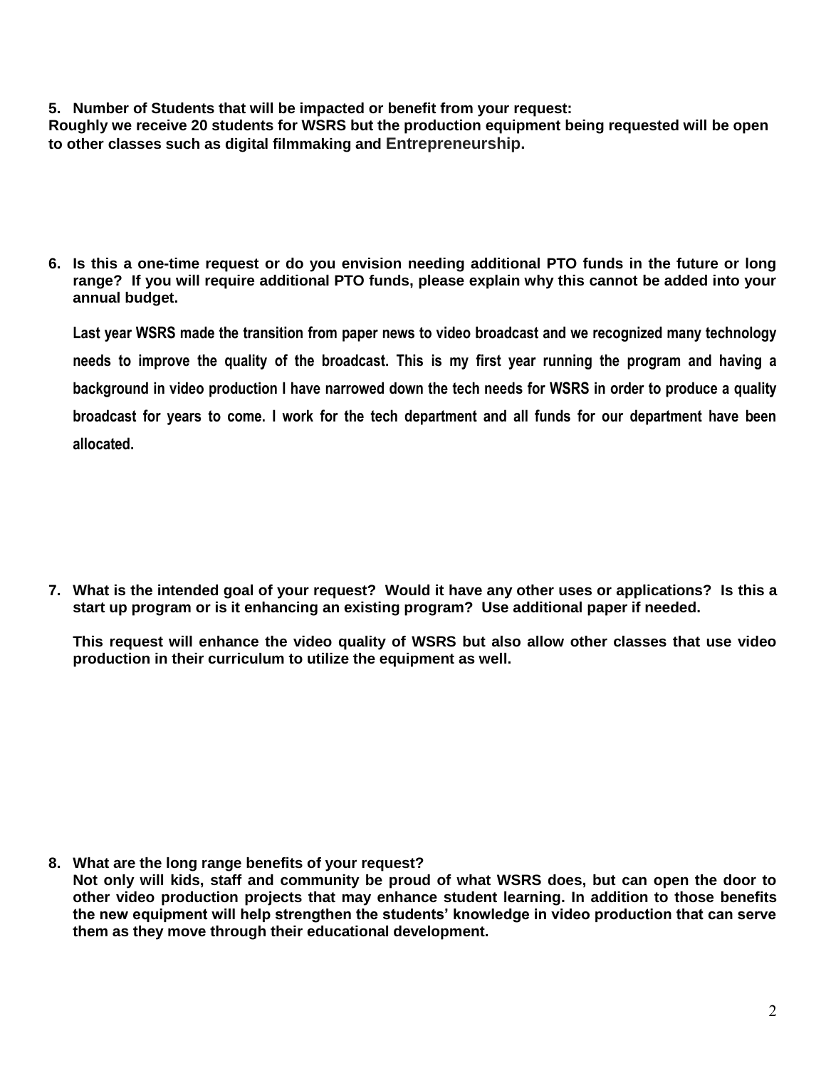**5. Number of Students that will be impacted or benefit from your request:**

**Roughly we receive 20 students for WSRS but the production equipment being requested will be open to other classes such as digital filmmaking and Entrepreneurship.**

**6. Is this a one-time request or do you envision needing additional PTO funds in the future or long range? If you will require additional PTO funds, please explain why this cannot be added into your annual budget.**

**Last year WSRS made the transition from paper news to video broadcast and we recognized many technology needs to improve the quality of the broadcast. This is my first year running the program and having a background in video production I have narrowed down the tech needs for WSRS in order to produce a quality broadcast for years to come. I work for the tech department and all funds for our department have been allocated.**

**7. What is the intended goal of your request? Would it have any other uses or applications? Is this a start up program or is it enhancing an existing program? Use additional paper if needed.**

**This request will enhance the video quality of WSRS but also allow other classes that use video production in their curriculum to utilize the equipment as well.**

**8. What are the long range benefits of your request?**

**Not only will kids, staff and community be proud of what WSRS does, but can open the door to other video production projects that may enhance student learning. In addition to those benefits the new equipment will help strengthen the students' knowledge in video production that can serve them as they move through their educational development.**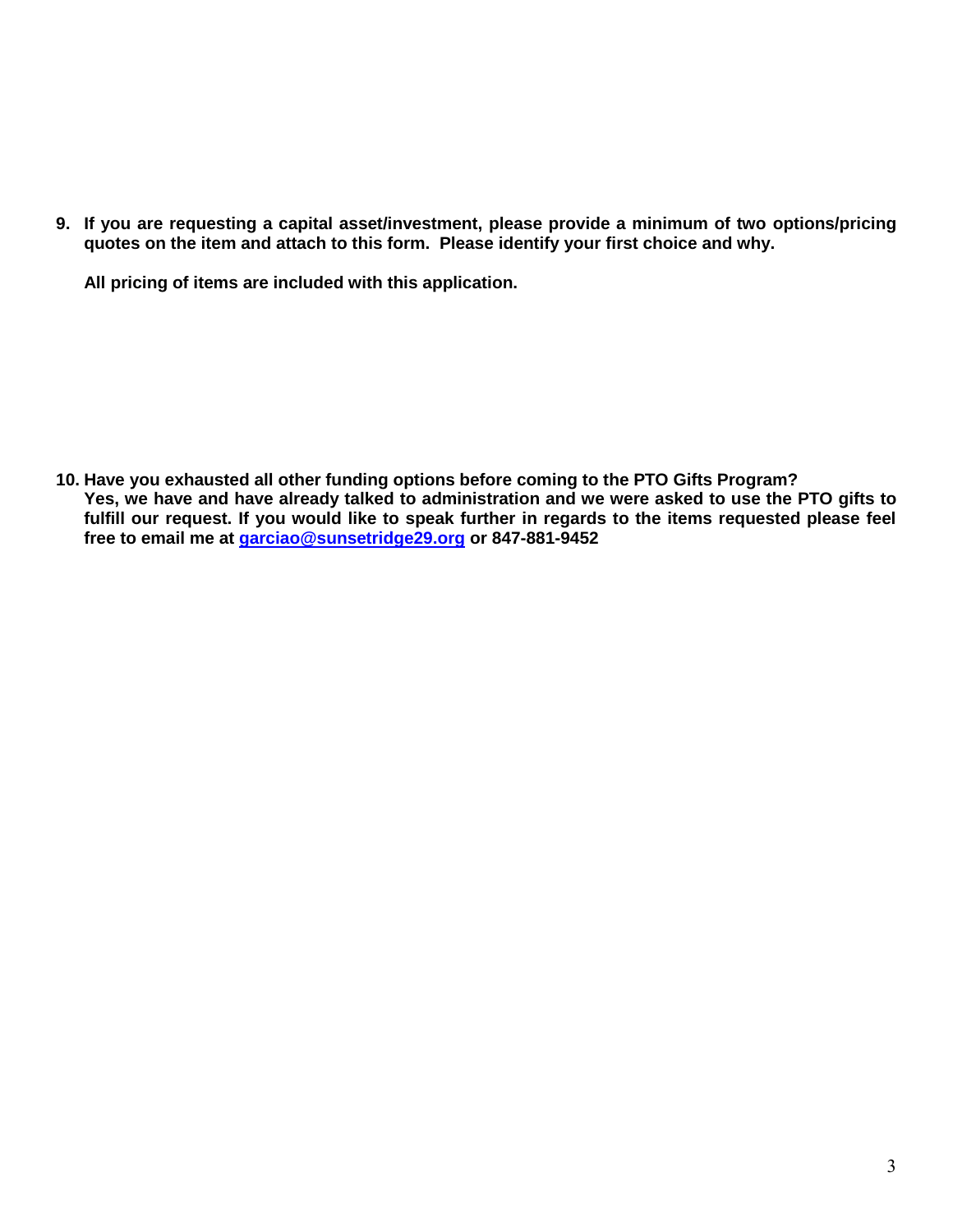**9. If you are requesting a capital asset/investment, please provide a minimum of two options/pricing quotes on the item and attach to this form. Please identify your first choice and why.**

**All pricing of items are included with this application.**

**10. Have you exhausted all other funding options before coming to the PTO Gifts Program?**
**Yes, we have and have already talked to administration and we were asked to use the PTO gifts to fulfill our request. If you would like to speak further in regards to the items requested please feel free to email me at [garciao@sunsetridge29.org](mailto:garciao@sunsetridge29.org) or 847-881-9452**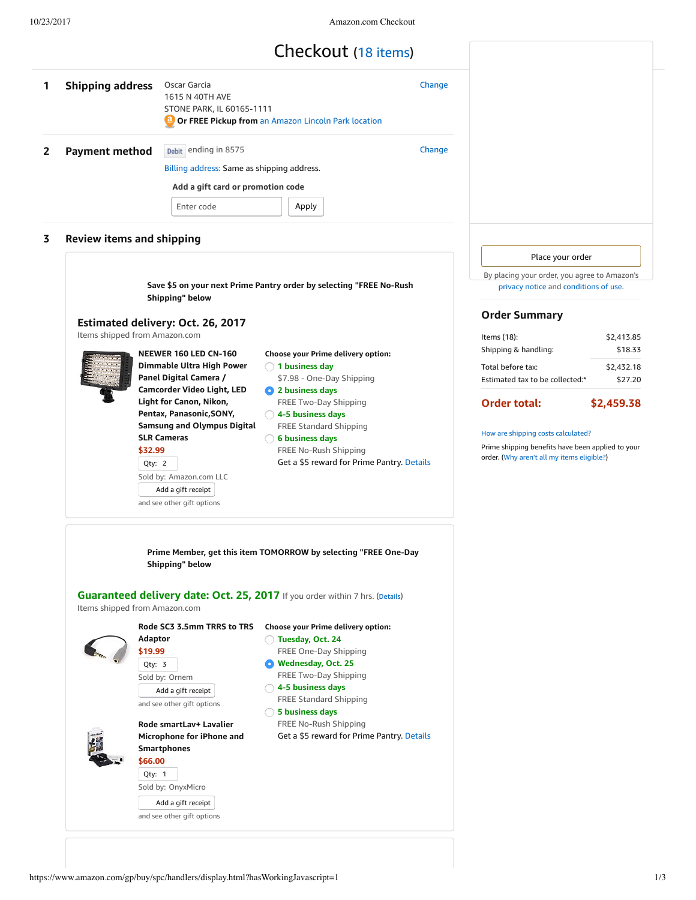# Checkout (18 items)

## 1 Shipping address

Oscar Garcia
1615 N 40TH AVE
STONE PARK, IL 60165-1111
**Or FREE Pickup from** an Amazon Lincoln Park location

Change

## 2 Payment method

Debit ending in 8575

Change

Billing address: Same as shipping address.

**Add a gift card or promotion code**

Enter code | Apply

## 3 Review items and shipping

**Save $5 on your next Prime Pantry order by selecting "FREE No-Rush Shipping" below**

### Estimated delivery: Oct. 26, 2017

Items shipped from Amazon.com

**NEEWER 160 LED CN-160 Dimmable Ultra High Power Panel Digital Camera / Camcorder Video Light, LED Light for Canon, Nikon, Pentax, Panasonic,SONY, Samsung and Olympus Digital SLR Cameras**
$32.99
Qty: 2
Sold by: Amazon.com LLC
Add a gift receipt
and see other gift options

**Choose your Prime delivery option:**

- ○ **1 business day**
  $7.98 - One-Day Shipping
- ● **2 business days**
  FREE Two-Day Shipping
- ○ **4-5 business days**
  FREE Standard Shipping
- ○ **6 business days**
  FREE No-Rush Shipping
  Get a $5 reward for Prime Pantry. Details

**Prime Member, get this item TOMORROW by selecting "FREE One-Day Shipping" below**

### Guaranteed delivery date: Oct. 25, 2017 If you order within 7 hrs. (Details)

Items shipped from Amazon.com

**Rode SC3 3.5mm TRRS to TRS Adaptor**
$19.99
Qty: 3
Sold by: Ornem
Add a gift receipt
and see other gift options

**Rode smartLav+ Lavalier Microphone for iPhone and Smartphones**
$66.00
Qty: 1
Sold by: OnyxMicro
Add a gift receipt
and see other gift options

**Choose your Prime delivery option:**

- ○ **Tuesday, Oct. 24**
  FREE One-Day Shipping
- ● **Wednesday, Oct. 25**
  FREE Two-Day Shipping
- ○ **4-5 business days**
  FREE Standard Shipping
- ○ **5 business days**
  FREE No-Rush Shipping
  Get a $5 reward for Prime Pantry. Details

---

Place your order

By placing your order, you agree to Amazon's privacy notice and conditions of use.

## Order Summary

| | |
|---|---|
| Items (18): | $2,413.85 |
| Shipping & handling: | $18.33 |
| Total before tax: | $2,432.18 |
| Estimated tax to be collected:* | $27.20 |
| **Order total:** | **$2,459.38** |

How are shipping costs calculated?

Prime shipping benefits have been applied to your order. (Why aren't all my items eligible?)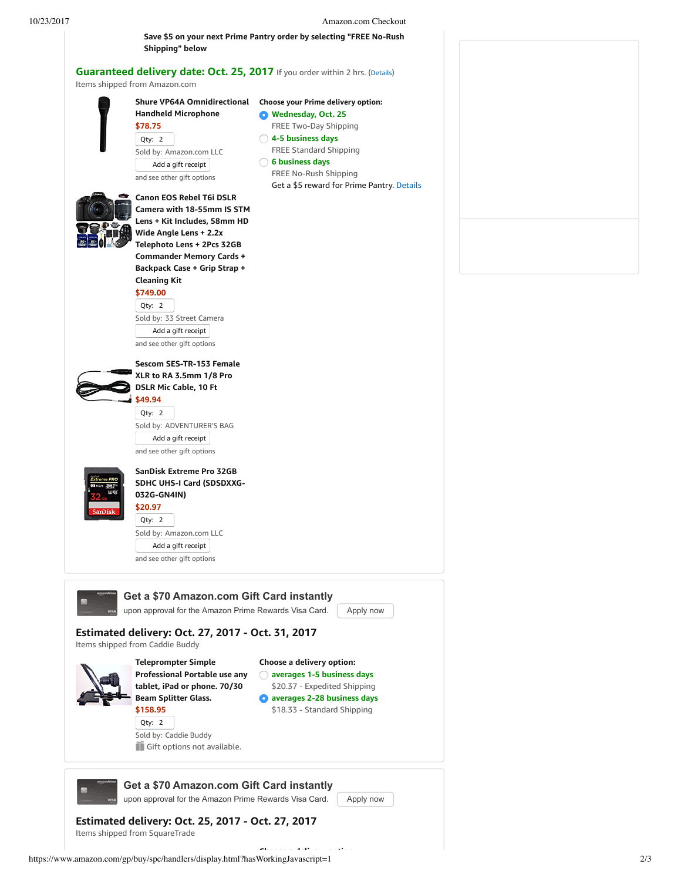**Save $5 on your next Prime Pantry order by selecting "FREE No-Rush Shipping" below**

## Guaranteed delivery date: Oct. 25, 2017

If you order within 2 hrs. (Details)

Items shipped from Amazon.com

**Shure VP64A Omnidirectional Handheld Microphone**
$78.75
Qty: 2
Sold by: Amazon.com LLC
Add a gift receipt
and see other gift options

**Choose your Prime delivery option:**

- (selected) **Wednesday, Oct. 25**
  FREE Two-Day Shipping
- **4-5 business days**
  FREE Standard Shipping
- **6 business days**
  FREE No-Rush Shipping
  Get a $5 reward for Prime Pantry. Details

**Canon EOS Rebel T6i DSLR Camera with 18-55mm IS STM Lens + Kit Includes, 58mm HD Wide Angle Lens + 2.2x Telephoto Lens + 2Pcs 32GB Commander Memory Cards + Backpack Case + Grip Strap + Cleaning Kit**
$749.00
Qty: 2
Sold by: 33 Street Camera
Add a gift receipt
and see other gift options

**Sescom SES-TR-153 Female XLR to RA 3.5mm 1/8 Pro DSLR Mic Cable, 10 Ft**
$49.94
Qty: 2
Sold by: ADVENTURER'S BAG
Add a gift receipt
and see other gift options

**SanDisk Extreme Pro 32GB SDHC UHS-I Card (SDSDXXG-032G-GN4IN)**
$20.97
Qty: 2
Sold by: Amazon.com LLC
Add a gift receipt
and see other gift options

---

**Get a $70 Amazon.com Gift Card instantly**
upon approval for the Amazon Prime Rewards Visa Card. Apply now

## Estimated delivery: Oct. 27, 2017 - Oct. 31, 2017

Items shipped from Caddie Buddy

**Teleprompter Simple Professional Portable use any tablet, iPad or phone. 70/30 Beam Splitter Glass.**
$158.95
Qty: 2
Sold by: Caddie Buddy
Gift options not available.

**Choose a delivery option:**

- **averages 1-5 business days**
  $20.37 - Expedited Shipping
- (selected) **averages 2-28 business days**
  $18.33 - Standard Shipping

---

**Get a $70 Amazon.com Gift Card instantly**
upon approval for the Amazon Prime Rewards Visa Card. Apply now

## Estimated delivery: Oct. 25, 2017 - Oct. 27, 2017

Items shipped from SquareTrade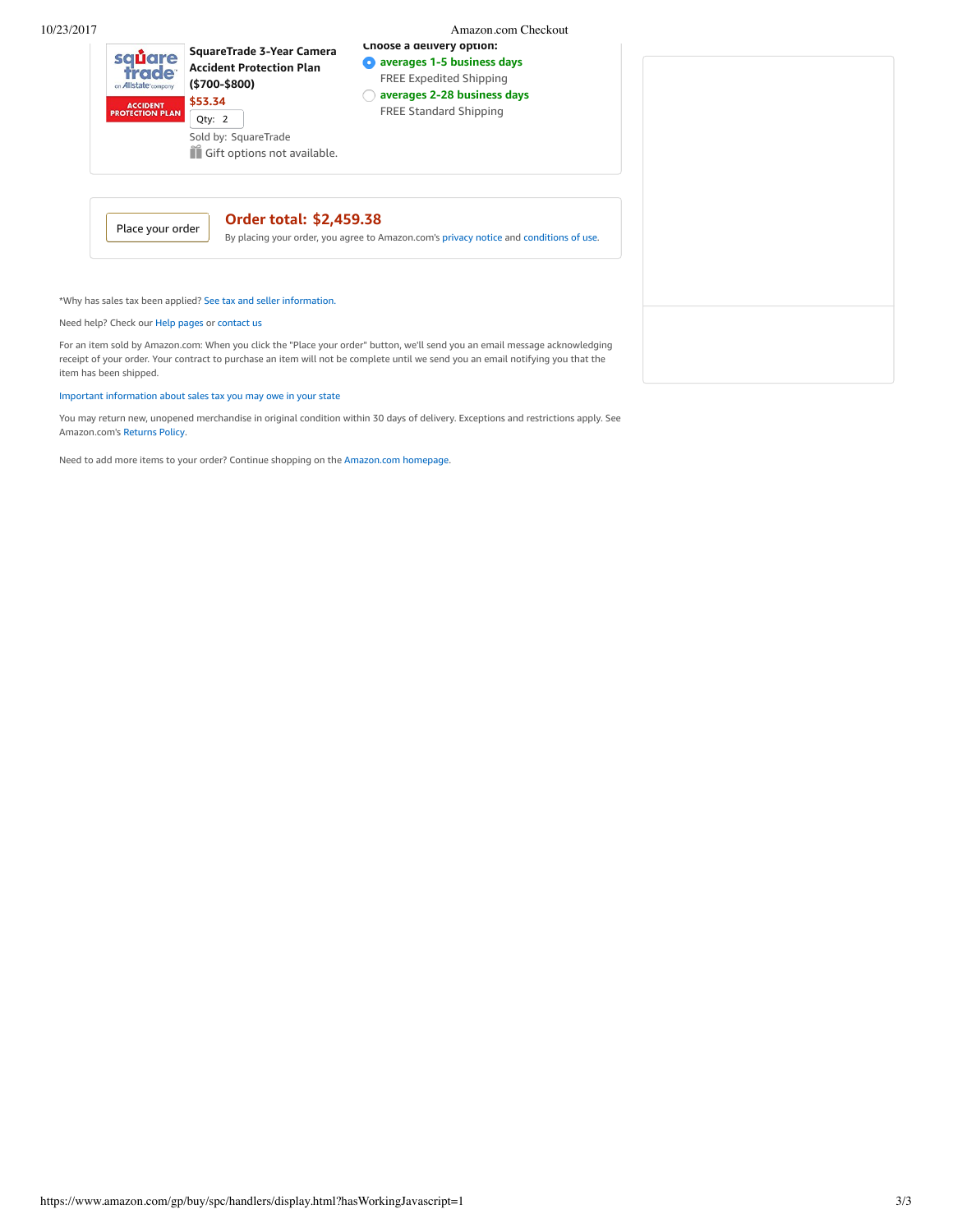SquareTrade 3-Year Camera Accident Protection Plan ($700-$800)

$53.34

Qty: 2

Sold by: SquareTrade

Gift options not available.

Choose a delivery option:

- (selected) averages 1-5 business days
  FREE Expedited Shipping
- averages 2-28 business days
  FREE Standard Shipping

Place your order

**Order total: $2,459.38**

By placing your order, you agree to Amazon.com's privacy notice and conditions of use.

*Why has sales tax been applied? See tax and seller information.

Need help? Check our Help pages or contact us

For an item sold by Amazon.com: When you click the "Place your order" button, we'll send you an email message acknowledging receipt of your order. Your contract to purchase an item will not be complete until we send you an email notifying you that the item has been shipped.

Important information about sales tax you may owe in your state

You may return new, unopened merchandise in original condition within 30 days of delivery. Exceptions and restrictions apply. See Amazon.com's Returns Policy.

Need to add more items to your order? Continue shopping on the Amazon.com homepage.